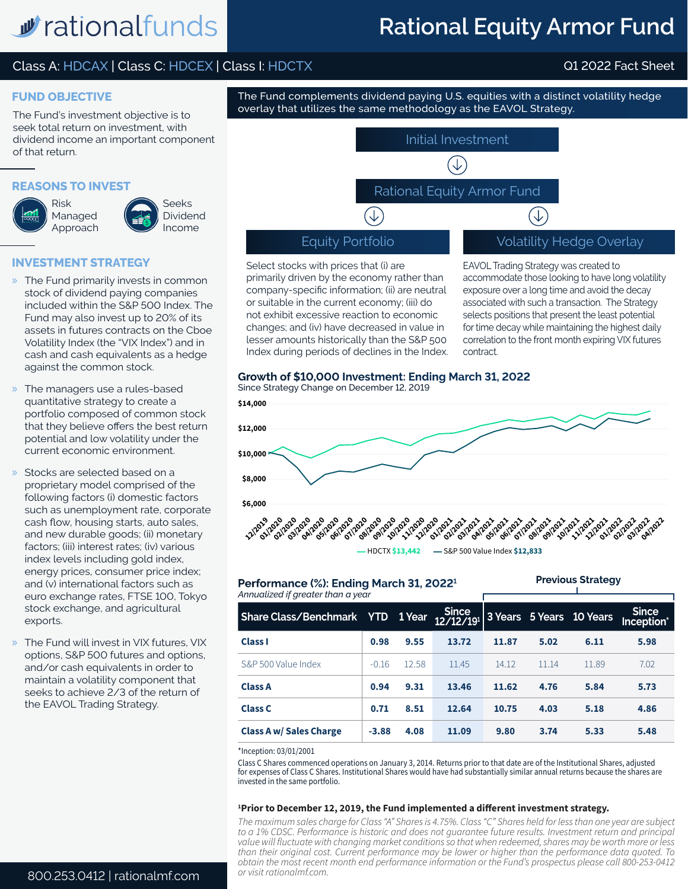# Rational Equity Armor Fund

Class A: HDCAX | Class C: HDCEX | Class I: HDCTX

Q1 2022 Fact Sheet

## FUND OBJECTIVE

The Fund's investment objective is to seek total return on investment, with dividend income an important component of that return.

## REASONS TO INVEST

- Risk Managed Approach
- Seeks Dividend Income

## INVESTMENT STRATEGY

- The Fund primarily invests in common stock of dividend paying companies included within the S&P 500 Index. The Fund may also invest up to 20% of its assets in futures contracts on the Cboe Volatility Index (the "VIX Index") and in cash and cash equivalents as a hedge against the common stock.
- The managers use a rules-based quantitative strategy to create a portfolio composed of common stock that they believe offers the best return potential and low volatility under the current economic environment.
- Stocks are selected based on a proprietary model comprised of the following factors (i) domestic factors such as unemployment rate, corporate cash flow, housing starts, auto sales, and new durable goods; (ii) monetary factors; (iii) interest rates; (iv) various index levels including gold index, energy prices, consumer price index; and (v) international factors such as euro exchange rates, FTSE 100, Tokyo stock exchange, and agricultural exports.
- The Fund will invest in VIX futures, VIX options, S&P 500 futures and options, and/or cash equivalents in order to maintain a volatility component that seeks to achieve 2/3 of the return of the EAVOL Trading Strategy.

The Fund complements dividend paying U.S. equities with a distinct volatility hedge overlay that utilizes the same methodology as the EAVOL Strategy.

Initial Investment → Rational Equity Armor Fund → Equity Portfolio / Volatility Hedge Overlay

### Equity Portfolio

Select stocks with prices that (i) are primarily driven by the economy rather than company-specific information; (ii) are neutral or suitable in the current economy; (iii) do not exhibit excessive reaction to economic changes; and (iv) have decreased in value in lesser amounts historically than the S&P 500 Index during periods of declines in the Index.

### Volatility Hedge Overlay

EAVOL Trading Strategy was created to accommodate those looking to have long volatility exposure over a long time and avoid the decay associated with such a transaction. The Strategy selects positions that present the least potential for time decay while maintaining the highest daily correlation to the front month expiring VIX futures contract.

## Growth of $10,000 Investment: Ending March 31, 2022

Since Strategy Change on December 12, 2019

— HDCTX $13,442 — S&P 500 Value Index $12,833

## Performance (%): Ending March 31, 2022[1]

*Annualized if greater than a year*

| Share Class/Benchmark | YTD | 1 Year | Since 12/12/19[1] | 3 Years (Previous Strategy) | 5 Years (Previous Strategy) | 10 Years (Previous Strategy) | Since Inception* (Previous Strategy) |
|---|---|---|---|---|---|---|---|
| **Class I** | **0.98** | **9.55** | **13.72** | **11.87** | **5.02** | **6.11** | **5.98** |
| S&P 500 Value Index | -0.16 | 12.58 | 11.45 | 14.12 | 11.14 | 11.89 | 7.02 |
| **Class A** | **0.94** | **9.31** | **13.46** | **11.62** | **4.76** | **5.84** | **5.73** |
| **Class C** | **0.71** | **8.51** | **12.64** | **10.75** | **4.03** | **5.18** | **4.86** |
| **Class A w/ Sales Charge** | **-3.88** | **4.08** | **11.09** | **9.80** | **3.74** | **5.33** | **5.48** |

*Inception: 03/01/2001

Class C Shares commenced operations on January 3, 2014. Returns prior to that date are of the Institutional Shares, adjusted for expenses of Class C Shares. Institutional Shares would have had substantially similar annual returns because the shares are invested in the same portfolio.

**[1]Prior to December 12, 2019, the Fund implemented a different investment strategy.**

*The maximum sales charge for Class "A" Shares is 4.75%. Class "C" Shares held for less than one year are subject to a 1% CDSC. Performance is historic and does not guarantee future results. Investment return and principal value will fluctuate with changing market conditions so that when redeemed, shares may be worth more or less than their original cost. Current performance may be lower or higher than the performance data quoted. To obtain the most recent month end performance information or the Fund's prospectus please call 800-253-0412 or visit rationalmf.com.*

800.253.0412 | rationalmf.com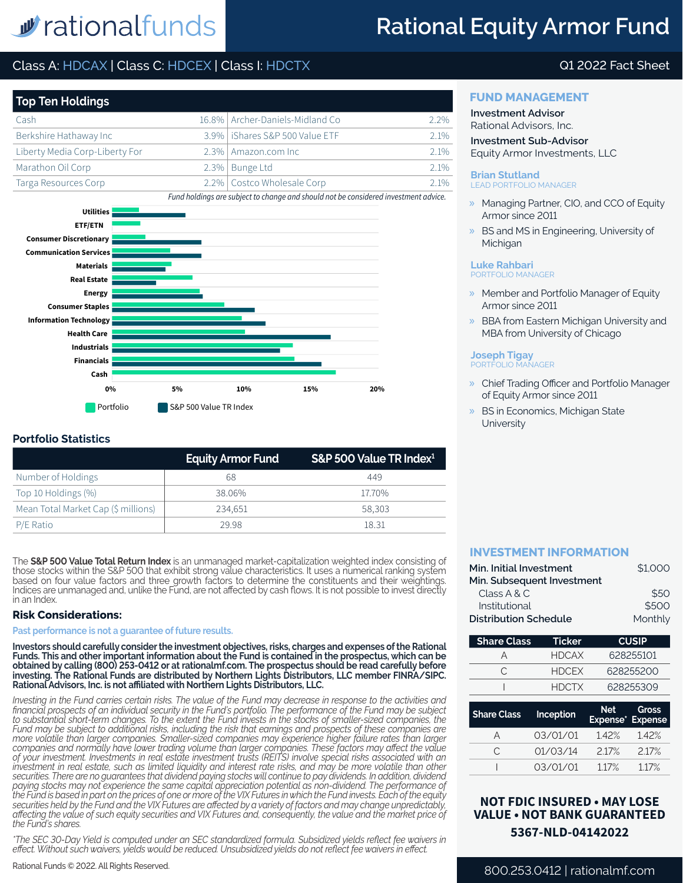# Rational Equity Armor Fund

Class A: HDCAX | Class C: HDCEX | Class I: HDCTX

Q1 2022 Fact Sheet

## Top Ten Holdings

| | | | |
|---|---|---|---|
| Cash | 16.8% | Archer-Daniels-Midland Co | 2.2% |
| Berkshire Hathaway Inc | 3.9% | iShares S&P 500 Value ETF | 2.1% |
| Liberty Media Corp-Liberty For | 2.3% | Amazon.com Inc | 2.1% |
| Marathon Oil Corp | 2.3% | Bunge Ltd | 2.1% |
| Targa Resources Corp | 2.2% | Costco Wholesale Corp | 2.1% |

*Fund holdings are subject to change and should not be considered investment advice.*

Utilities
ETF/ETN
Consumer Discretionary
Communication Services
Materials
Real Estate
Energy
Consumer Staples
Information Technology
Health Care
Industrials
Financials
Cash

0% 5% 10% 15% 20%

Portfolio
S&P 500 Value TR Index

## Portfolio Statistics

| | Equity Armor Fund | S&P 500 Value TR Index[1] |
|---|---|---|
| Number of Holdings | 68 | 449 |
| Top 10 Holdings (%) | 38.06% | 17.70% |
| Mean Total Market Cap ($ millions) | 234,651 | 58,303 |
| P/E Ratio | 29.98 | 18.31 |

The **S&P 500 Value Total Return Index** is an unmanaged market-capitalization weighted index consisting of those stocks within the S&P 500 that exhibit strong value characteristics. It uses a numerical ranking system based on four value factors and three growth factors to determine the constituents and their weightings. Indices are unmanaged and, unlike the Fund, are not affected by cash flows. It is not possible to invest directly in an Index.

### Risk Considerations:

Past performance is not a guarantee of future results.

**Investors should carefully consider the investment objectives, risks, charges and expenses of the Rational Funds. This and other important information about the Fund is contained in the prospectus, which can be obtained by calling (800) 253-0412 or at rationalmf.com. The prospectus should be read carefully before investing. The Rational Funds are distributed by Northern Lights Distributors, LLC member FINRA/SIPC. Rational Advisors, Inc. is not affiliated with Northern Lights Distributors, LLC.**

*Investing in the Fund carries certain risks. The value of the Fund may decrease in response to the activities and financial prospects of an individual security in the Fund's portfolio. The performance of the Fund may be subject to substantial short-term changes. To the extent the Fund invests in the stocks of smaller-sized companies, the Fund may be subject to additional risks, including the risk that earnings and prospects of these companies are more volatile than larger companies. Smaller-sized companies may experience higher failure rates than larger companies and normally have lower trading volume than larger companies. These factors may affect the value of your investment. Investments in real estate investment trusts (REITS) involve special risks associated with an investment in real estate, such as limited liquidity and interest rate risks, and may be more volatile than other securities. There are no guarantees that dividend paying stocks will continue to pay dividends. In addition, dividend paying stocks may not experience the same capital appreciation potential as non-dividend. The performance of the Fund is based in part on the prices of one or more of the VIX Futures in which the Fund invests. Each of the equity securities held by the Fund and the VIX Futures are affected by a variety of factors and may change unpredictably, affecting the value of such equity securities and VIX Futures and, consequently, the value and the market price of the Fund's shares.*

*\*The SEC 30-Day Yield is computed under an SEC standardized formula. Subsidized yields reflect fee waivers in effect. Without such waivers, yields would be reduced. Unsubsidized yields do not reflect fee waivers in effect.*

Rational Funds © 2022. All Rights Reserved.

## FUND MANAGEMENT

**Investment Advisor**
Rational Advisors, Inc.

**Investment Sub-Advisor**
Equity Armor Investments, LLC

**Brian Stutland**
LEAD PORTFOLIO MANAGER

- Managing Partner, CIO, and CCO of Equity Armor since 2011
- BS and MS in Engineering, University of Michigan

**Luke Rahbari**
PORTFOLIO MANAGER

- Member and Portfolio Manager of Equity Armor since 2011
- BBA from Eastern Michigan University and MBA from University of Chicago

**Joseph Tigay**
PORTFOLIO MANAGER

- Chief Trading Officer and Portfolio Manager of Equity Armor since 2011
- BS in Economics, Michigan State University

## INVESTMENT INFORMATION

| | |
|---|---|
| **Min. Initial Investment** | $1,000 |
| **Min. Subsequent Investment** | |
| Class A & C | $50 |
| Institutional | $500 |
| **Distribution Schedule** | Monthly |

| Share Class | Ticker | CUSIP |
|---|---|---|
| A | HDCAX | 628255101 |
| C | HDCEX | 628255200 |
| I | HDCTX | 628255309 |

| Share Class | Inception | Net Expense* | Gross Expense |
|---|---|---|---|
| A | 03/01/01 | 1.42% | 1.42% |
| C | 01/03/14 | 2.17% | 2.17% |
| I | 03/01/01 | 1.17% | 1.17% |

**NOT FDIC INSURED • MAY LOSE VALUE • NOT BANK GUARANTEED**

**5367-NLD-04142022**

800.253.0412 | rationalmf.com